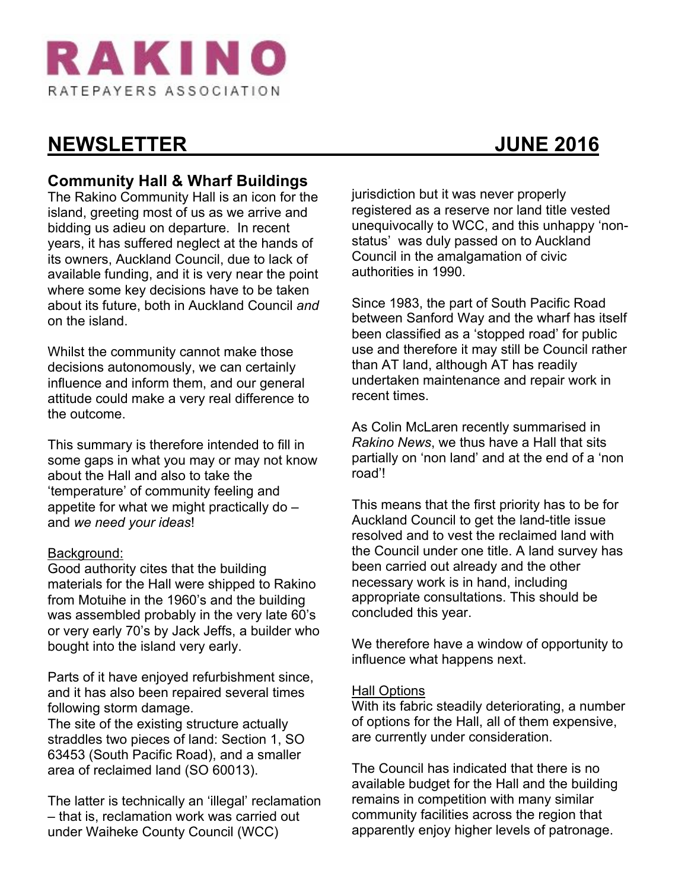# RAKINO

RATEPAYERS ASSOCIATION

## NEWSLETTER JUNE 2016

### Community Hall & Wharf Buildings

The Rakino Community Hall is an icon for the island, greeting most of us as we arrive and bidding us adieu on departure. In recent years, it has suffered neglect at the hands of its owners, Auckland Council, due to lack of available funding, and it is very near the point where some key decisions have to be taken about its future, both in Auckland Council *and* on the island.

Whilst the community cannot make those decisions autonomously, we can certainly influence and inform them, and our general attitude could make a very real difference to the outcome.

This summary is therefore intended to fill in some gaps in what you may or may not know about the Hall and also to take the 'temperature' of community feeling and appetite for what we might practically do – and *we need your ideas*!

Background:

Good authority cites that the building materials for the Hall were shipped to Rakino from Motuihe in the 1960's and the building was assembled probably in the very late 60's or very early 70's by Jack Jeffs, a builder who bought into the island very early.

Parts of it have enjoyed refurbishment since, and it has also been repaired several times following storm damage.

The site of the existing structure actually straddles two pieces of land: Section 1, SO 63453 (South Pacific Road), and a smaller area of reclaimed land (SO 60013).

The latter is technically an 'illegal' reclamation – that is, reclamation work was carried out under Waiheke County Council (WCC) jurisdiction but it was never properly registered as a reserve nor land title vested unequivocally to WCC, and this unhappy 'non-status' was duly passed on to Auckland Council in the amalgamation of civic authorities in 1990.

Since 1983, the part of South Pacific Road between Sanford Way and the wharf has itself been classified as a 'stopped road' for public use and therefore it may still be Council rather than AT land, although AT has readily undertaken maintenance and repair work in recent times.

As Colin McLaren recently summarised in *Rakino News*, we thus have a Hall that sits partially on 'non land' and at the end of a 'non road'!

This means that the first priority has to be for Auckland Council to get the land-title issue resolved and to vest the reclaimed land with the Council under one title. A land survey has been carried out already and the other necessary work is in hand, including appropriate consultations. This should be concluded this year.

We therefore have a window of opportunity to influence what happens next.

Hall Options

With its fabric steadily deteriorating, a number of options for the Hall, all of them expensive, are currently under consideration.

The Council has indicated that there is no available budget for the Hall and the building remains in competition with many similar community facilities across the region that apparently enjoy higher levels of patronage.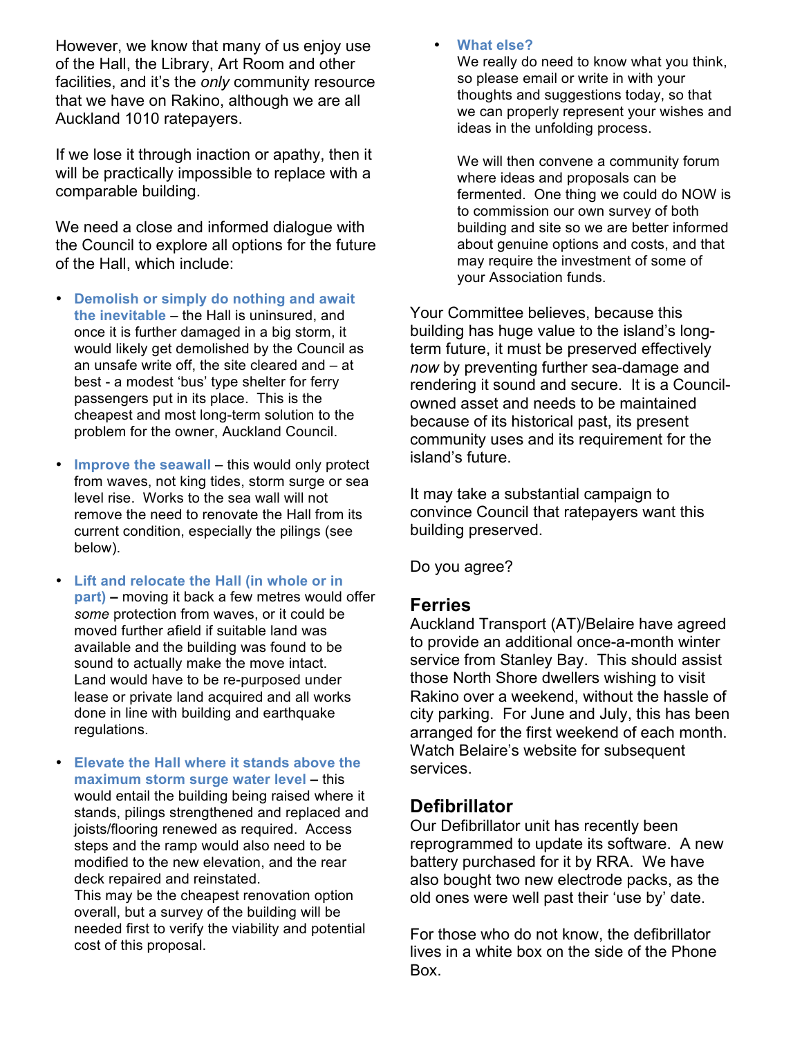However, we know that many of us enjoy use of the Hall, the Library, Art Room and other facilities, and it's the *only* community resource that we have on Rakino, although we are all Auckland 1010 ratepayers.

If we lose it through inaction or apathy, then it will be practically impossible to replace with a comparable building.

We need a close and informed dialogue with the Council to explore all options for the future of the Hall, which include:

- **Demolish or simply do nothing and await the inevitable** – the Hall is uninsured, and once it is further damaged in a big storm, it would likely get demolished by the Council as an unsafe write off, the site cleared and – at best - a modest 'bus' type shelter for ferry passengers put in its place. This is the cheapest and most long-term solution to the problem for the owner, Auckland Council.

- **Improve the seawall** – this would only protect from waves, not king tides, storm surge or sea level rise. Works to the sea wall will not remove the need to renovate the Hall from its current condition, especially the pilings (see below).

- **Lift and relocate the Hall (in whole or in part)** – moving it back a few metres would offer *some* protection from waves, or it could be moved further afield if suitable land was available and the building was found to be sound to actually make the move intact. Land would have to be re-purposed under lease or private land acquired and all works done in line with building and earthquake regulations.

- **Elevate the Hall where it stands above the maximum storm surge water level** – this would entail the building being raised where it stands, pilings strengthened and replaced and joists/flooring renewed as required. Access steps and the ramp would also need to be modified to the new elevation, and the rear deck repaired and reinstated.
  This may be the cheapest renovation option overall, but a survey of the building will be needed first to verify the viability and potential cost of this proposal.

- **What else?**
  We really do need to know what you think, so please email or write in with your thoughts and suggestions today, so that we can properly represent your wishes and ideas in the unfolding process.

  We will then convene a community forum where ideas and proposals can be fermented. One thing we could do NOW is to commission our own survey of both building and site so we are better informed about genuine options and costs, and that may require the investment of some of your Association funds.

Your Committee believes, because this building has huge value to the island's long-term future, it must be preserved effectively *now* by preventing further sea-damage and rendering it sound and secure. It is a Council-owned asset and needs to be maintained because of its historical past, its present community uses and its requirement for the island's future.

It may take a substantial campaign to convince Council that ratepayers want this building preserved.

Do you agree?

## Ferries

Auckland Transport (AT)/Belaire have agreed to provide an additional once-a-month winter service from Stanley Bay. This should assist those North Shore dwellers wishing to visit Rakino over a weekend, without the hassle of city parking. For June and July, this has been arranged for the first weekend of each month. Watch Belaire's website for subsequent services.

## Defibrillator

Our Defibrillator unit has recently been reprogrammed to update its software. A new battery purchased for it by RRA. We have also bought two new electrode packs, as the old ones were well past their 'use by' date.

For those who do not know, the defibrillator lives in a white box on the side of the Phone Box.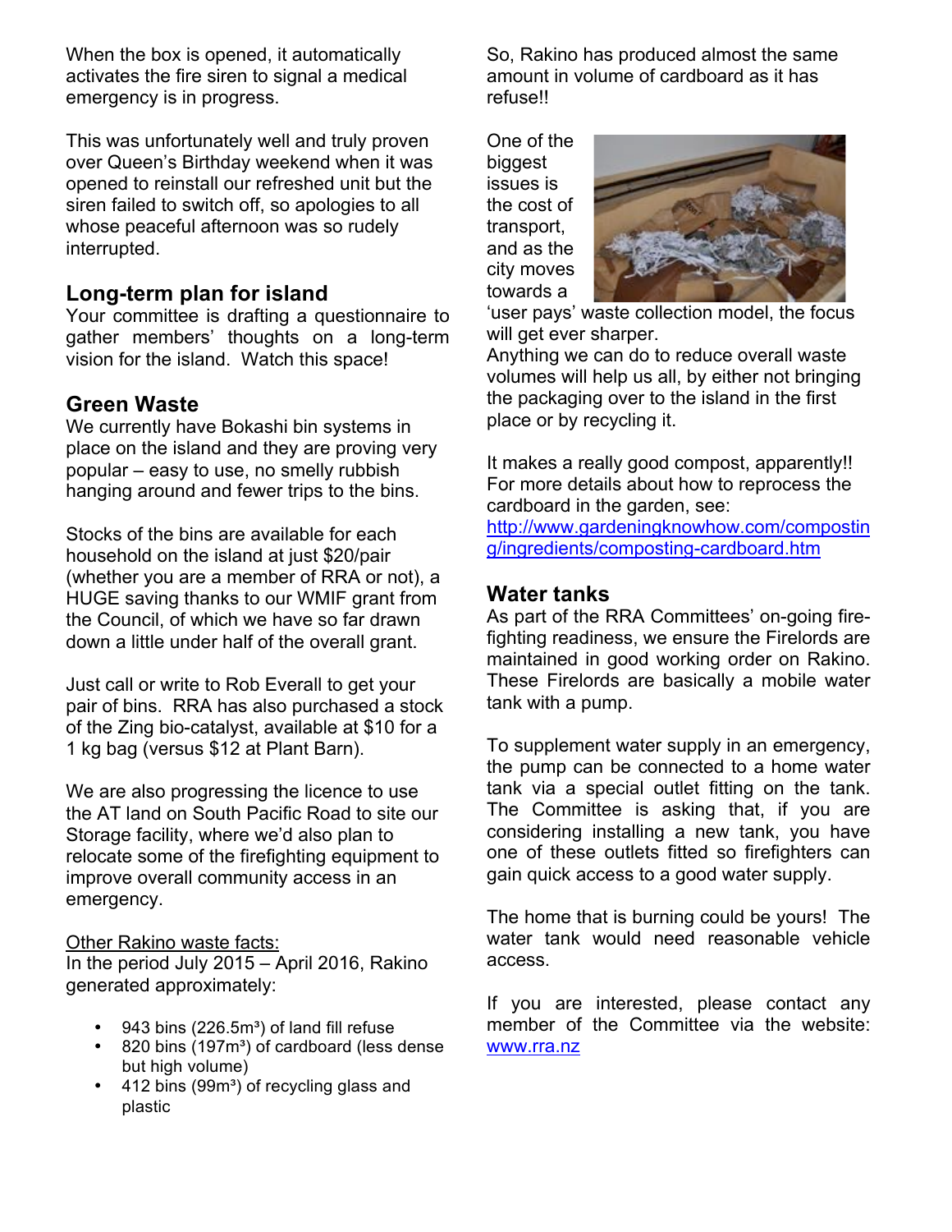When the box is opened, it automatically activates the fire siren to signal a medical emergency is in progress.

This was unfortunately well and truly proven over Queen's Birthday weekend when it was opened to reinstall our refreshed unit but the siren failed to switch off, so apologies to all whose peaceful afternoon was so rudely interrupted.

## Long-term plan for island

Your committee is drafting a questionnaire to gather members' thoughts on a long-term vision for the island. Watch this space!

## Green Waste

We currently have Bokashi bin systems in place on the island and they are proving very popular – easy to use, no smelly rubbish hanging around and fewer trips to the bins.

Stocks of the bins are available for each household on the island at just $20/pair (whether you are a member of RRA or not), a HUGE saving thanks to our WMIF grant from the Council, of which we have so far drawn down a little under half of the overall grant.

Just call or write to Rob Everall to get your pair of bins. RRA has also purchased a stock of the Zing bio-catalyst, available at $10 for a 1 kg bag (versus $12 at Plant Barn).

We are also progressing the licence to use the AT land on South Pacific Road to site our Storage facility, where we'd also plan to relocate some of the firefighting equipment to improve overall community access in an emergency.

Other Rakino waste facts:

In the period July 2015 – April 2016, Rakino generated approximately:

- 943 bins (226.5m³) of land fill refuse
- 820 bins (197m³) of cardboard (less dense but high volume)
- 412 bins (99m³) of recycling glass and plastic

So, Rakino has produced almost the same amount in volume of cardboard as it has refuse!!

One of the biggest issues is the cost of transport, and as the city moves towards a 'user pays' waste collection model, the focus will get ever sharper.

Anything we can do to reduce overall waste volumes will help us all, by either not bringing the packaging over to the island in the first place or by recycling it.

It makes a really good compost, apparently!! For more details about how to reprocess the cardboard in the garden, see: http://www.gardeningknowhow.com/composting/ingredients/composting-cardboard.htm

## Water tanks

As part of the RRA Committees' on-going fire-fighting readiness, we ensure the Firelords are maintained in good working order on Rakino. These Firelords are basically a mobile water tank with a pump.

To supplement water supply in an emergency, the pump can be connected to a home water tank via a special outlet fitting on the tank. The Committee is asking that, if you are considering installing a new tank, you have one of these outlets fitted so firefighters can gain quick access to a good water supply.

The home that is burning could be yours! The water tank would need reasonable vehicle access.

If you are interested, please contact any member of the Committee via the website: www.rra.nz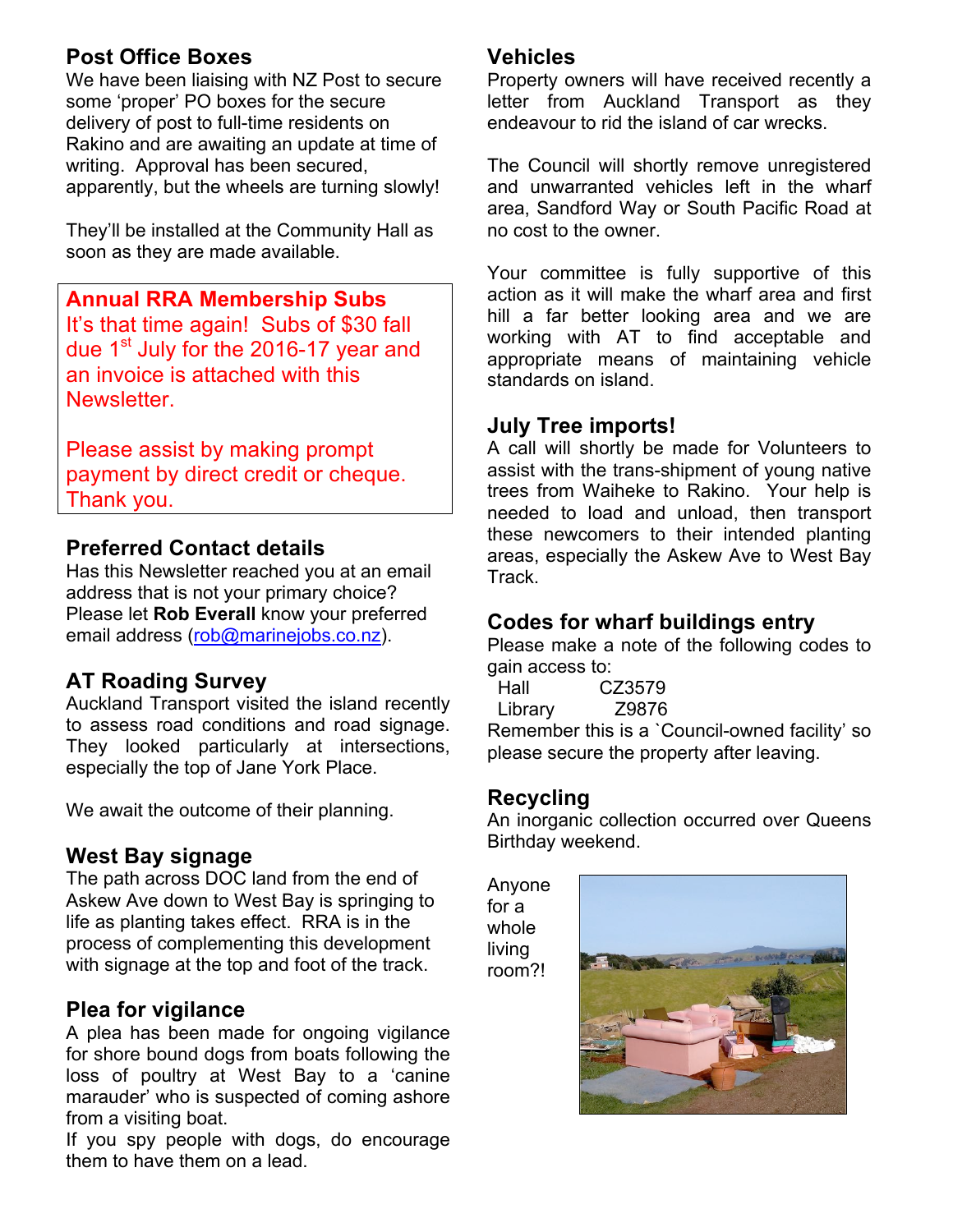## Post Office Boxes

We have been liaising with NZ Post to secure some 'proper' PO boxes for the secure delivery of post to full-time residents on Rakino and are awaiting an update at time of writing. Approval has been secured, apparently, but the wheels are turning slowly!

They'll be installed at the Community Hall as soon as they are made available.

## Annual RRA Membership Subs

It's that time again! Subs of $30 fall due 1st July for the 2016-17 year and an invoice is attached with this Newsletter.

Please assist by making prompt payment by direct credit or cheque. Thank you.

## Preferred Contact details

Has this Newsletter reached you at an email address that is not your primary choice? Please let **Rob Everall** know your preferred email address (rob@marinejobs.co.nz).

## AT Roading Survey

Auckland Transport visited the island recently to assess road conditions and road signage. They looked particularly at intersections, especially the top of Jane York Place.

We await the outcome of their planning.

## West Bay signage

The path across DOC land from the end of Askew Ave down to West Bay is springing to life as planting takes effect. RRA is in the process of complementing this development with signage at the top and foot of the track.

## Plea for vigilance

A plea has been made for ongoing vigilance for shore bound dogs from boats following the loss of poultry at West Bay to a 'canine marauder' who is suspected of coming ashore from a visiting boat.

If you spy people with dogs, do encourage them to have them on a lead.

## Vehicles

Property owners will have received recently a letter from Auckland Transport as they endeavour to rid the island of car wrecks.

The Council will shortly remove unregistered and unwarranted vehicles left in the wharf area, Sandford Way or South Pacific Road at no cost to the owner.

Your committee is fully supportive of this action as it will make the wharf area and first hill a far better looking area and we are working with AT to find acceptable and appropriate means of maintaining vehicle standards on island.

## July Tree imports!

A call will shortly be made for Volunteers to assist with the trans-shipment of young native trees from Waiheke to Rakino. Your help is needed to load and unload, then transport these newcomers to their intended planting areas, especially the Askew Ave to West Bay Track.

## Codes for wharf buildings entry

Please make a note of the following codes to gain access to:

Hall CZ3579
Library Z9876

Remember this is a `Council-owned facility' so please secure the property after leaving.

## Recycling

An inorganic collection occurred over Queens Birthday weekend.

Anyone for a whole living room?!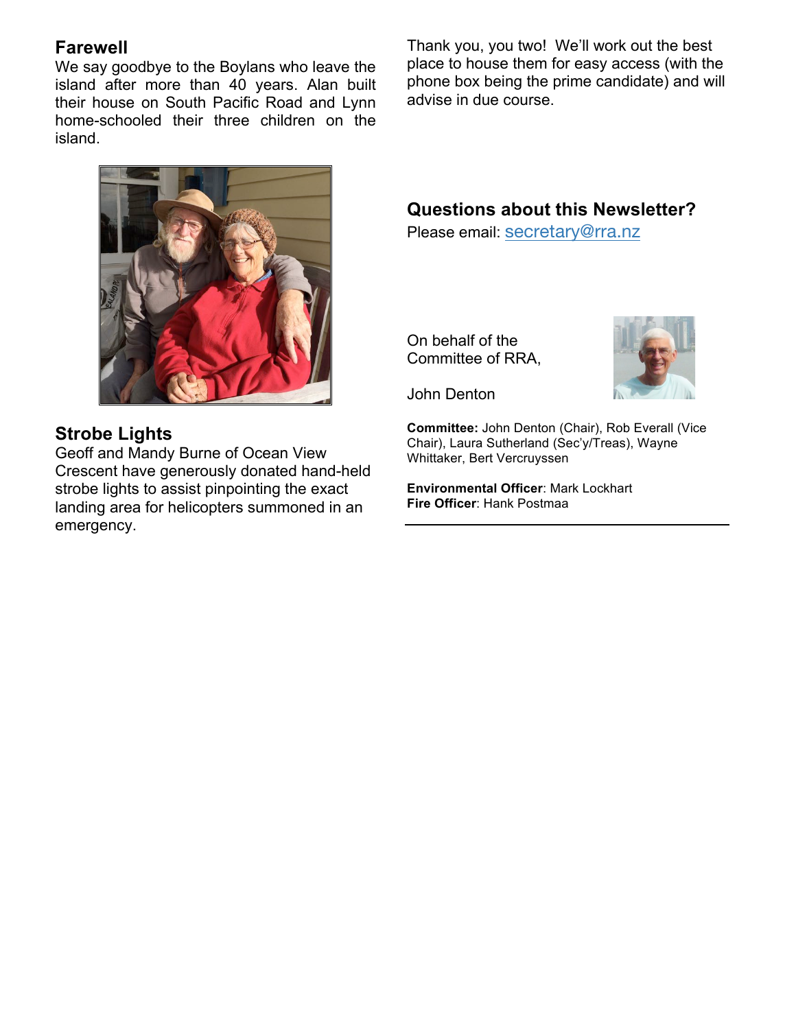## Farewell

We say goodbye to the Boylans who leave the island after more than 40 years. Alan built their house on South Pacific Road and Lynn home-schooled their three children on the island.

## Strobe Lights

Geoff and Mandy Burne of Ocean View Crescent have generously donated hand-held strobe lights to assist pinpointing the exact landing area for helicopters summoned in an emergency.

Thank you, you two! We'll work out the best place to house them for easy access (with the phone box being the prime candidate) and will advise in due course.

## Questions about this Newsletter?

Please email: secretary@rra.nz

On behalf of the Committee of RRA,

John Denton

**Committee:** John Denton (Chair), Rob Everall (Vice Chair), Laura Sutherland (Sec'y/Treas), Wayne Whittaker, Bert Vercruyssen

**Environmental Officer**: Mark Lockhart
**Fire Officer**: Hank Postmaa